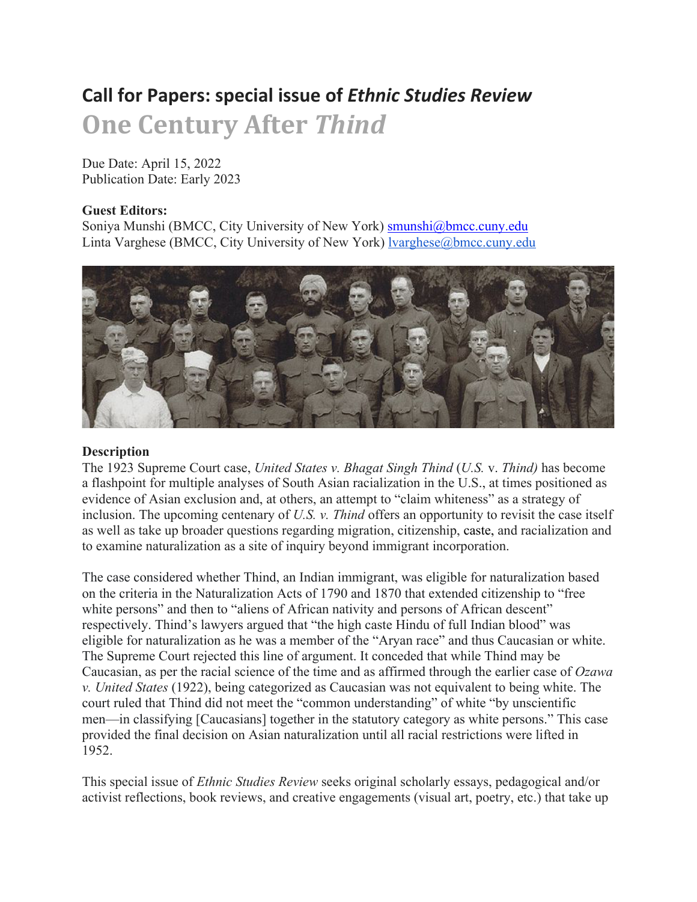# Call for Papers: special issue of *Ethnic Studies Review*

## One Century After *Thind*

Due Date: April 15, 2022
Publication Date: Early 2023

**Guest Editors:**
Soniya Munshi (BMCC, City University of New York) smunshi@bmcc.cuny.edu
Linta Varghese (BMCC, City University of New York) lvarghese@bmcc.cuny.edu

**Description**

The 1923 Supreme Court case, *United States v. Bhagat Singh Thind* (*U.S.* v. *Thind)* has become a flashpoint for multiple analyses of South Asian racialization in the U.S., at times positioned as evidence of Asian exclusion and, at others, an attempt to "claim whiteness" as a strategy of inclusion. The upcoming centenary of *U.S. v. Thind* offers an opportunity to revisit the case itself as well as take up broader questions regarding migration, citizenship, caste, and racialization and to examine naturalization as a site of inquiry beyond immigrant incorporation.

The case considered whether Thind, an Indian immigrant, was eligible for naturalization based on the criteria in the Naturalization Acts of 1790 and 1870 that extended citizenship to "free white persons" and then to "aliens of African nativity and persons of African descent" respectively. Thind's lawyers argued that "the high caste Hindu of full Indian blood" was eligible for naturalization as he was a member of the "Aryan race" and thus Caucasian or white. The Supreme Court rejected this line of argument. It conceded that while Thind may be Caucasian, as per the racial science of the time and as affirmed through the earlier case of *Ozawa v. United States* (1922), being categorized as Caucasian was not equivalent to being white. The court ruled that Thind did not meet the "common understanding" of white "by unscientific men—in classifying [Caucasians] together in the statutory category as white persons." This case provided the final decision on Asian naturalization until all racial restrictions were lifted in 1952.

This special issue of *Ethnic Studies Review* seeks original scholarly essays, pedagogical and/or activist reflections, book reviews, and creative engagements (visual art, poetry, etc.) that take up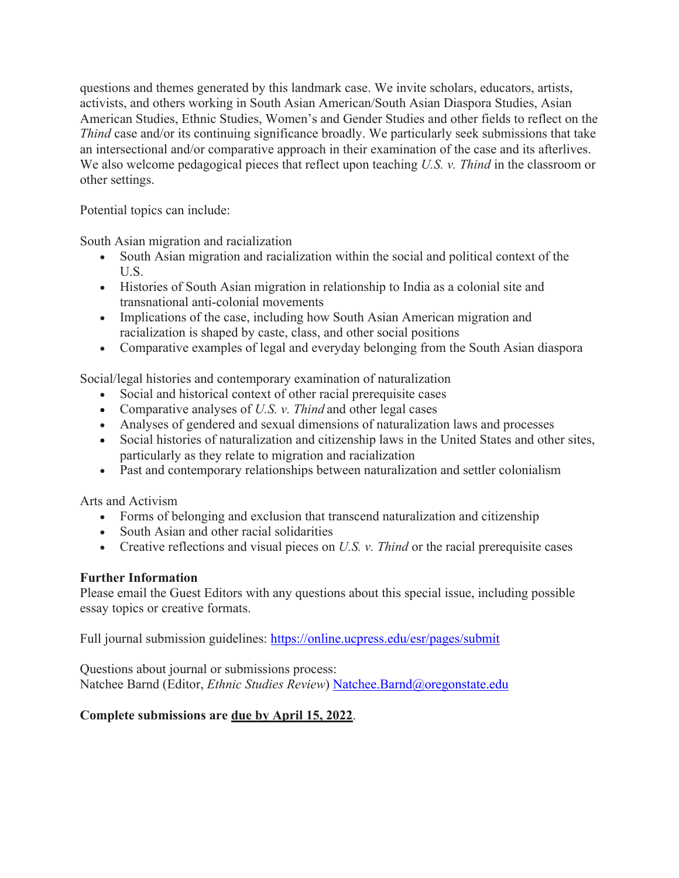questions and themes generated by this landmark case. We invite scholars, educators, artists, activists, and others working in South Asian American/South Asian Diaspora Studies, Asian American Studies, Ethnic Studies, Women's and Gender Studies and other fields to reflect on the *Thind* case and/or its continuing significance broadly. We particularly seek submissions that take an intersectional and/or comparative approach in their examination of the case and its afterlives. We also welcome pedagogical pieces that reflect upon teaching *U.S. v. Thind* in the classroom or other settings.

Potential topics can include:

South Asian migration and racialization

- South Asian migration and racialization within the social and political context of the U.S.
- Histories of South Asian migration in relationship to India as a colonial site and transnational anti-colonial movements
- Implications of the case, including how South Asian American migration and racialization is shaped by caste, class, and other social positions
- Comparative examples of legal and everyday belonging from the South Asian diaspora

Social/legal histories and contemporary examination of naturalization

- Social and historical context of other racial prerequisite cases
- Comparative analyses of *U.S. v. Thind* and other legal cases
- Analyses of gendered and sexual dimensions of naturalization laws and processes
- Social histories of naturalization and citizenship laws in the United States and other sites, particularly as they relate to migration and racialization
- Past and contemporary relationships between naturalization and settler colonialism

Arts and Activism

- Forms of belonging and exclusion that transcend naturalization and citizenship
- South Asian and other racial solidarities
- Creative reflections and visual pieces on *U.S. v. Thind* or the racial prerequisite cases

**Further Information**

Please email the Guest Editors with any questions about this special issue, including possible essay topics or creative formats.

Full journal submission guidelines: https://online.ucpress.edu/esr/pages/submit

Questions about journal or submissions process:
Natchee Barnd (Editor, *Ethnic Studies Review*) Natchee.Barnd@oregonstate.edu

**Complete submissions are due by April 15, 2022**.